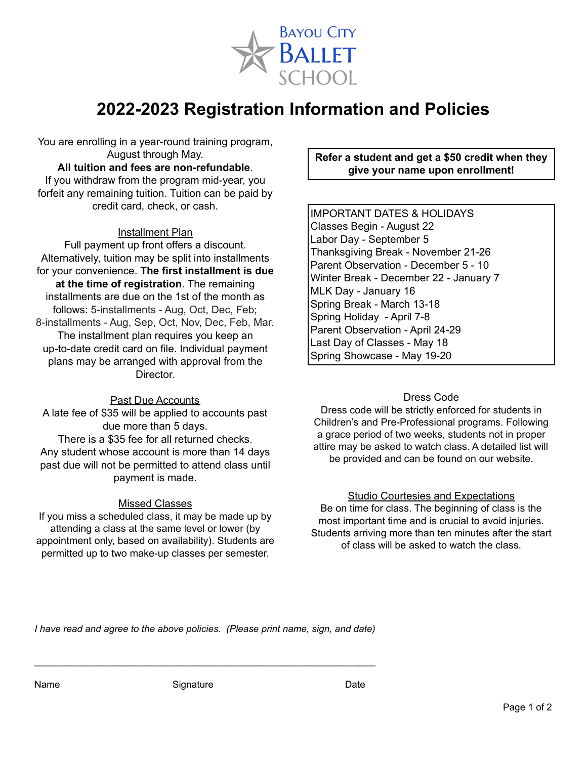Bayou City Ballet School

# 2022-2023 Registration Information and Policies

You are enrolling in a year-round training program, August through May.

**All tuition and fees are non-refundable**.

If you withdraw from the program mid-year, you forfeit any remaining tuition. Tuition can be paid by credit card, check, or cash.

## Installment Plan

Full payment up front offers a discount. Alternatively, tuition may be split into installments for your convenience. **The first installment is due at the time of registration**. The remaining installments are due on the 1st of the month as follows: 5-installments - Aug, Oct, Dec, Feb; 8-installments - Aug, Sep, Oct, Nov, Dec, Feb, Mar. The installment plan requires you keep an up-to-date credit card on file. Individual payment plans may be arranged with approval from the Director.

## Past Due Accounts

A late fee of $35 will be applied to accounts past due more than 5 days.

There is a $35 fee for all returned checks.

Any student whose account is more than 14 days past due will not be permitted to attend class until payment is made.

## Missed Classes

If you miss a scheduled class, it may be made up by attending a class at the same level or lower (by appointment only, based on availability). Students are permitted up to two make-up classes per semester.

**Refer a student and get a $50 credit when they give your name upon enrollment!**

IMPORTANT DATES & HOLIDAYS

- Classes Begin - August 22
- Labor Day - September 5
- Thanksgiving Break - November 21-26
- Parent Observation - December 5 - 10
- Winter Break - December 22 - January 7
- MLK Day - January 16
- Spring Break - March 13-18
- Spring Holiday - April 7-8
- Parent Observation - April 24-29
- Last Day of Classes - May 18
- Spring Showcase - May 19-20

## Dress Code

Dress code will be strictly enforced for students in Children's and Pre-Professional programs. Following a grace period of two weeks, students not in proper attire may be asked to watch class. A detailed list will be provided and can be found on our website.

## Studio Courtesies and Expectations

Be on time for class. The beginning of class is the most important time and is crucial to avoid injuries. Students arriving more than ten minutes after the start of class will be asked to watch the class.

*I have read and agree to the above policies. (Please print name, sign, and date)*

_______________________________________________________________

Name | Signature | Date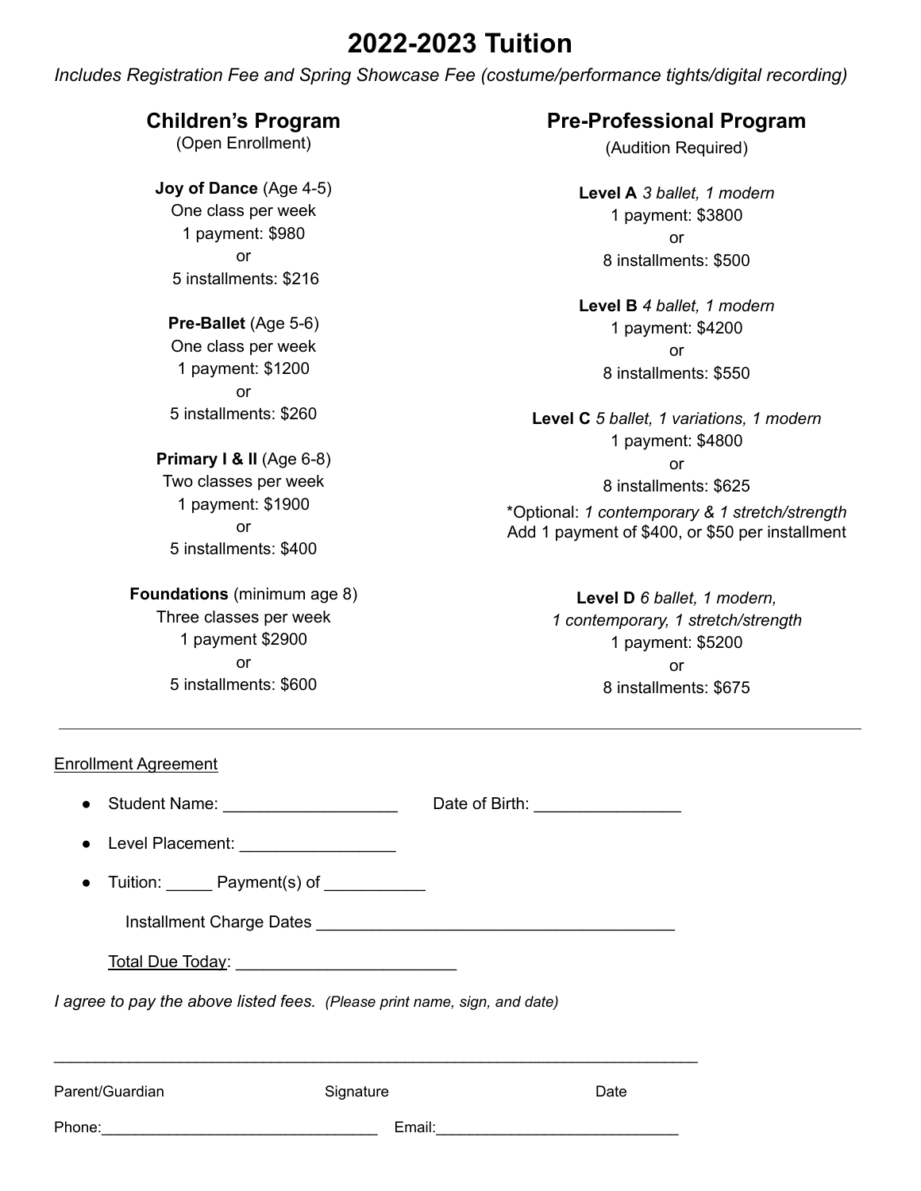# 2022-2023 Tuition

*Includes Registration Fee and Spring Showcase Fee (costume/performance tights/digital recording)*

## Children's Program

(Open Enrollment)

**Joy of Dance** (Age 4-5)
One class per week
1 payment: $980
or
5 installments: $216

**Pre-Ballet** (Age 5-6)
One class per week
1 payment: $1200
or
5 installments: $260

**Primary I & II** (Age 6-8)
Two classes per week
1 payment: $1900
or
5 installments: $400

**Foundations** (minimum age 8)
Three classes per week
1 payment $2900
or
5 installments: $600

## Pre-Professional Program

(Audition Required)

**Level A** *3 ballet, 1 modern*
1 payment: $3800
or
8 installments: $500

**Level B** *4 ballet, 1 modern*
1 payment: $4200
or
8 installments: $550

**Level C** *5 ballet, 1 variations, 1 modern*
1 payment: $4800
or
8 installments: $625
*Optional: *1 contemporary & 1 stretch/strength*
Add 1 payment of $400, or $50 per installment

**Level D** *6 ballet, 1 modern, 1 contemporary, 1 stretch/strength*
1 payment: $5200
or
8 installments: $675

---

<u>Enrollment Agreement</u>

- Student Name: ___________________ Date of Birth: ________________
- Level Placement: _________________
- Tuition: _____ Payment(s) of ___________

  Installment Charge Dates _______________________________________

  <u>Total Due Today</u>: ________________________

*I agree to pay the above listed fees. (Please print name, sign, and date)*

_________________________________________________________________________

Parent/Guardian Signature Date

Phone:_________________________________ Email:_____________________________